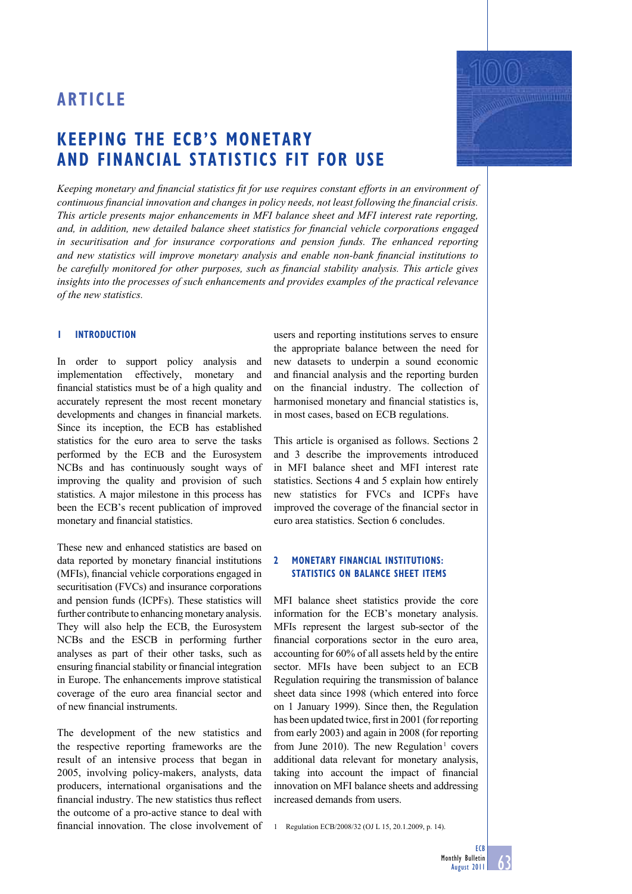# ARTICLE

# KEEPING THE ECB'S MONETARY AND FINANCIAL STATISTICS FIT FOR USE

*Keeping monetary and financial statistics fit for use requires constant efforts in an environment of continuous financial innovation and changes in policy needs, not least following the financial crisis. This article presents major enhancements in MFI balance sheet and MFI interest rate reporting, and, in addition, new detailed balance sheet statistics for financial vehicle corporations engaged in securitisation and for insurance corporations and pension funds. The enhanced reporting and new statistics will improve monetary analysis and enable non-bank financial institutions to be carefully monitored for other purposes, such as financial stability analysis. This article gives insights into the processes of such enhancements and provides examples of the practical relevance of the new statistics.*

## 1 INTRODUCTION

In order to support policy analysis and implementation effectively, monetary and financial statistics must be of a high quality and accurately represent the most recent monetary developments and changes in financial markets. Since its inception, the ECB has established statistics for the euro area to serve the tasks performed by the ECB and the Eurosystem NCBs and has continuously sought ways of improving the quality and provision of such statistics. A major milestone in this process has been the ECB's recent publication of improved monetary and financial statistics.

These new and enhanced statistics are based on data reported by monetary financial institutions (MFIs), financial vehicle corporations engaged in securitisation (FVCs) and insurance corporations and pension funds (ICPFs). These statistics will further contribute to enhancing monetary analysis. They will also help the ECB, the Eurosystem NCBs and the ESCB in performing further analyses as part of their other tasks, such as ensuring financial stability or financial integration in Europe. The enhancements improve statistical coverage of the euro area financial sector and of new financial instruments.

The development of the new statistics and the respective reporting frameworks are the result of an intensive process that began in 2005, involving policy-makers, analysts, data producers, international organisations and the financial industry. The new statistics thus reflect the outcome of a pro-active stance to deal with financial innovation. The close involvement of users and reporting institutions serves to ensure the appropriate balance between the need for new datasets to underpin a sound economic and financial analysis and the reporting burden on the financial industry. The collection of harmonised monetary and financial statistics is, in most cases, based on ECB regulations.

This article is organised as follows. Sections 2 and 3 describe the improvements introduced in MFI balance sheet and MFI interest rate statistics. Sections 4 and 5 explain how entirely new statistics for FVCs and ICPFs have improved the coverage of the financial sector in euro area statistics. Section 6 concludes.

## 2 MONETARY FINANCIAL INSTITUTIONS: STATISTICS ON BALANCE SHEET ITEMS

MFI balance sheet statistics provide the core information for the ECB's monetary analysis. MFIs represent the largest sub-sector of the financial corporations sector in the euro area, accounting for 60% of all assets held by the entire sector. MFIs have been subject to an ECB Regulation requiring the transmission of balance sheet data since 1998 (which entered into force on 1 January 1999). Since then, the Regulation has been updated twice, first in 2001 (for reporting from early 2003) and again in 2008 (for reporting from June 2010). The new Regulation[1] covers additional data relevant for monetary analysis, taking into account the impact of financial innovation on MFI balance sheets and addressing increased demands from users.

[1] Regulation ECB/2008/32 (OJ L 15, 20.1.2009, p. 14).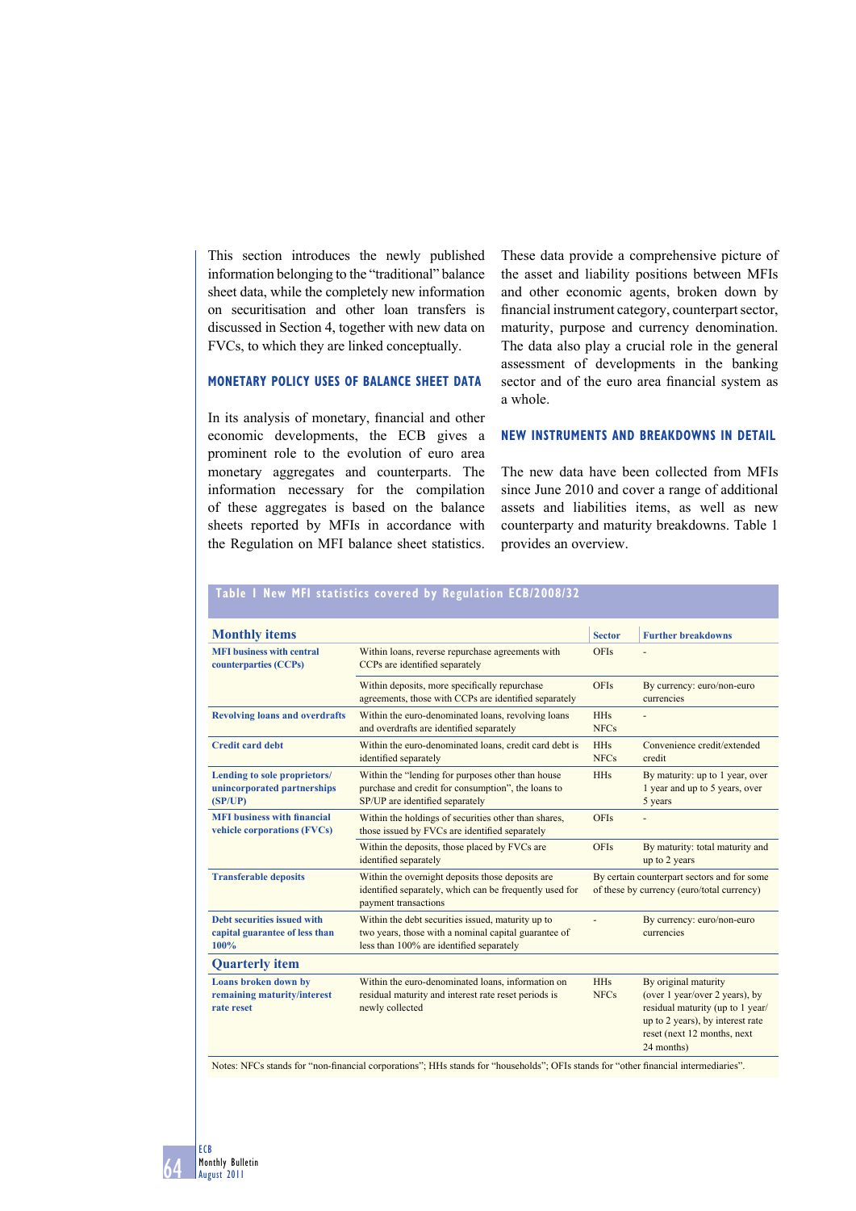This section introduces the newly published information belonging to the "traditional" balance sheet data, while the completely new information on securitisation and other loan transfers is discussed in Section 4, together with new data on FVCs, to which they are linked conceptually.

### MONETARY POLICY USES OF BALANCE SHEET DATA

In its analysis of monetary, financial and other economic developments, the ECB gives a prominent role to the evolution of euro area monetary aggregates and counterparts. The information necessary for the compilation of these aggregates is based on the balance sheets reported by MFIs in accordance with the Regulation on MFI balance sheet statistics. These data provide a comprehensive picture of the asset and liability positions between MFIs and other economic agents, broken down by financial instrument category, counterpart sector, maturity, purpose and currency denomination. The data also play a crucial role in the general assessment of developments in the banking sector and of the euro area financial system as a whole.

### NEW INSTRUMENTS AND BREAKDOWNS IN DETAIL

The new data have been collected from MFIs since June 2010 and cover a range of additional assets and liabilities items, as well as new counterparty and maturity breakdowns. Table 1 provides an overview.

**Table 1 New MFI statistics covered by Regulation ECB/2008/32**

| Monthly items | | Sector | Further breakdowns |
|---|---|---|---|
| **MFI business with central counterparties (CCPs)** | Within loans, reverse repurchase agreements with CCPs are identified separately | OFIs | - |
| | Within deposits, more specifically repurchase agreements, those with CCPs are identified separately | OFIs | By currency: euro/non-euro currencies |
| **Revolving loans and overdrafts** | Within the euro-denominated loans, revolving loans and overdrafts are identified separately | HHs NFCs | - |
| **Credit card debt** | Within the euro-denominated loans, credit card debt is identified separately | HHs NFCs | Convenience credit/extended credit |
| **Lending to sole proprietors/ unincorporated partnerships (SP/UP)** | Within the "lending for purposes other than house purchase and credit for consumption", the loans to SP/UP are identified separately | HHs | By maturity: up to 1 year, over 1 year and up to 5 years, over 5 years |
| **MFI business with financial vehicle corporations (FVCs)** | Within the holdings of securities other than shares, those issued by FVCs are identified separately | OFIs | - |
| | Within the deposits, those placed by FVCs are identified separately | OFIs | By maturity: total maturity and up to 2 years |
| **Transferable deposits** | Within the overnight deposits those deposits are identified separately, which can be frequently used for payment transactions | By certain counterpart sectors and for some of these by currency (euro/total currency) | |
| **Debt securities issued with capital guarantee of less than 100%** | Within the debt securities issued, maturity up to two years, with a nominal capital guarantee of less than 100% are identified separately | - | By currency: euro/non-euro currencies |
| **Quarterly item** | | | |
| **Loans broken down by remaining maturity/interest rate reset** | Within the euro-denominated loans, information on residual maturity and interest rate reset periods is newly collected | HHs NFCs | By original maturity (over 1 year/over 2 years), by residual maturity (up to 1 year/ up to 2 years), by interest rate reset (next 12 months, next 24 months) |

Notes: NFCs stands for "non-financial corporations"; HHs stands for "households"; OFIs stands for "other financial intermediaries".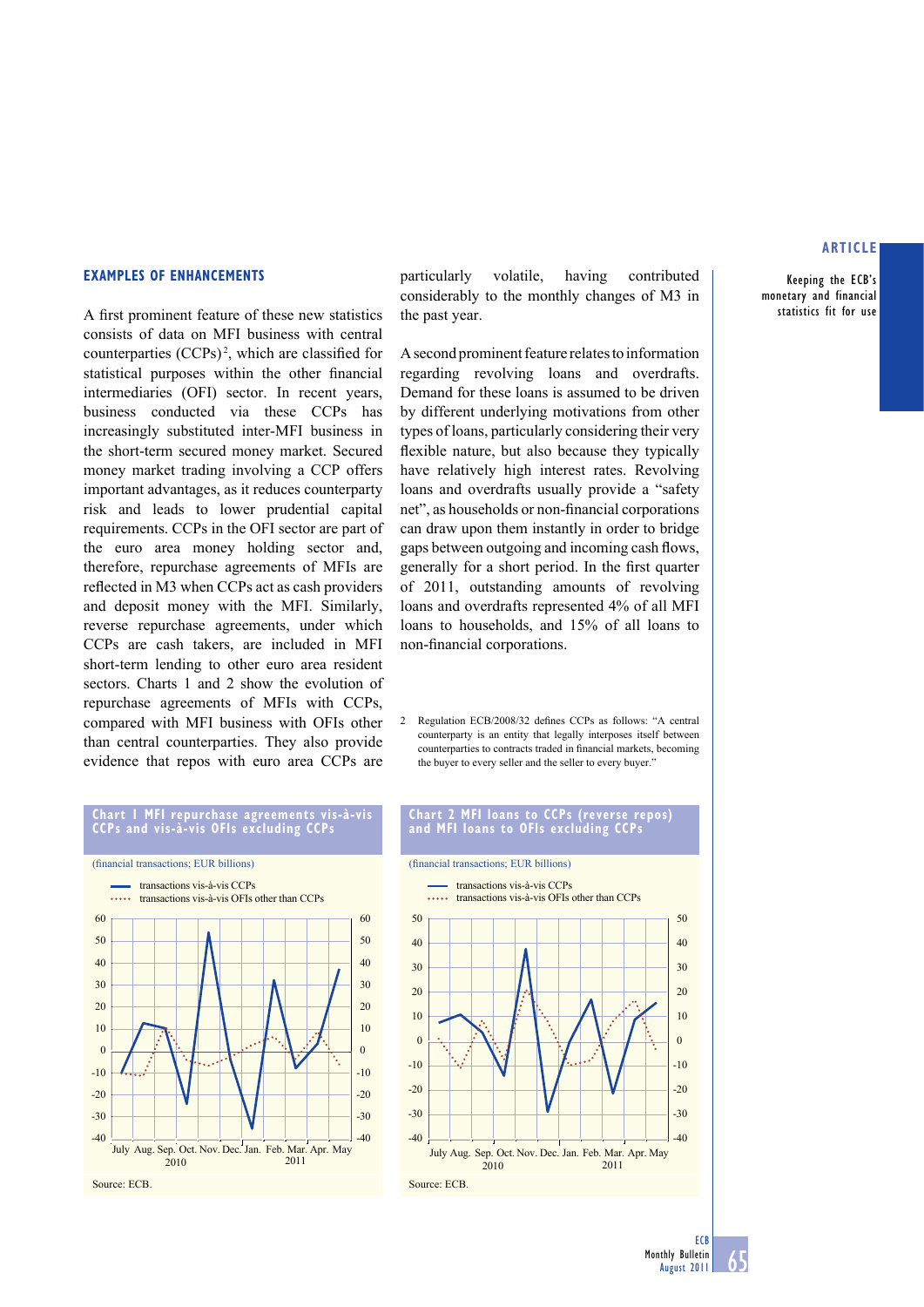## EXAMPLES OF ENHANCEMENTS

A first prominent feature of these new statistics consists of data on MFI business with central counterparties (CCPs)[2], which are classified for statistical purposes within the other financial intermediaries (OFI) sector. In recent years, business conducted via these CCPs has increasingly substituted inter-MFI business in the short-term secured money market. Secured money market trading involving a CCP offers important advantages, as it reduces counterparty risk and leads to lower prudential capital requirements. CCPs in the OFI sector are part of the euro area money holding sector and, therefore, repurchase agreements of MFIs are reflected in M3 when CCPs act as cash providers and deposit money with the MFI. Similarly, reverse repurchase agreements, under which CCPs are cash takers, are included in MFI short-term lending to other euro area resident sectors. Charts 1 and 2 show the evolution of repurchase agreements of MFIs with CCPs, compared with MFI business with OFIs other than central counterparties. They also provide evidence that repos with euro area CCPs are particularly volatile, having contributed considerably to the monthly changes of M3 in the past year.

A second prominent feature relates to information regarding revolving loans and overdrafts. Demand for these loans is assumed to be driven by different underlying motivations from other types of loans, particularly considering their very flexible nature, but also because they typically have relatively high interest rates. Revolving loans and overdrafts usually provide a "safety net", as households or non-financial corporations can draw upon them instantly in order to bridge gaps between outgoing and incoming cash flows, generally for a short period. In the first quarter of 2011, outstanding amounts of revolving loans and overdrafts represented 4% of all MFI loans to households, and 15% of all loans to non-financial corporations.

2 Regulation ECB/2008/32 defines CCPs as follows: "A central counterparty is an entity that legally interposes itself between counterparties to contracts traded in financial markets, becoming the buyer to every seller and the seller to every buyer."

**Chart 1 MFI repurchase agreements vis-à-vis CCPs and vis-à-vis OFIs excluding CCPs**

(financial transactions; EUR billions)

- transactions vis-à-vis CCPs
- transactions vis-à-vis OFIs other than CCPs

Source: ECB.

**Chart 2 MFI loans to CCPs (reverse repos) and MFI loans to OFIs excluding CCPs**

(financial transactions; EUR billions)

- transactions vis-à-vis CCPs
- transactions vis-à-vis OFIs other than CCPs

Source: ECB.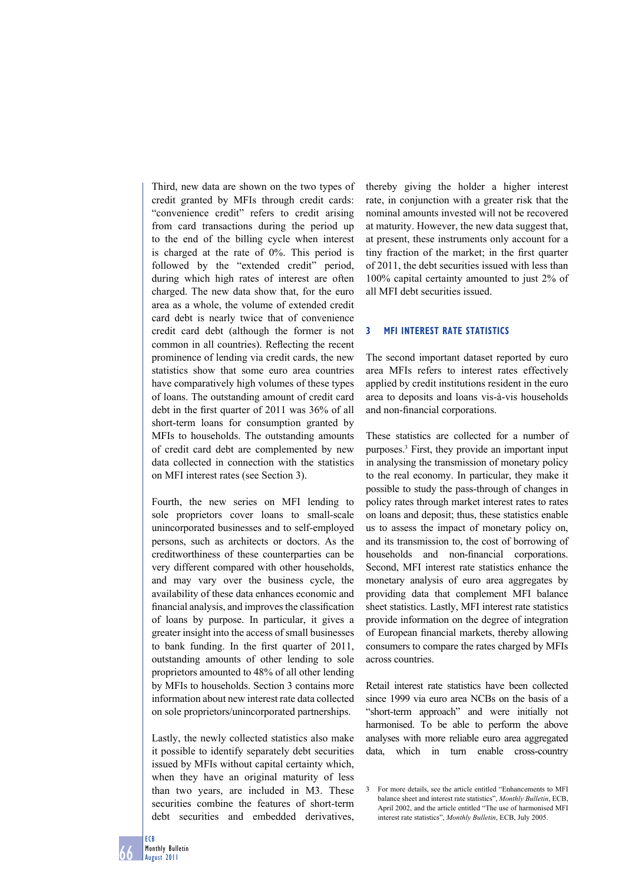Third, new data are shown on the two types of credit granted by MFIs through credit cards: "convenience credit" refers to credit arising from card transactions during the period up to the end of the billing cycle when interest is charged at the rate of 0%. This period is followed by the "extended credit" period, during which high rates of interest are often charged. The new data show that, for the euro area as a whole, the volume of extended credit card debt is nearly twice that of convenience credit card debt (although the former is not common in all countries). Reflecting the recent prominence of lending via credit cards, the new statistics show that some euro area countries have comparatively high volumes of these types of loans. The outstanding amount of credit card debt in the first quarter of 2011 was 36% of all short-term loans for consumption granted by MFIs to households. The outstanding amounts of credit card debt are complemented by new data collected in connection with the statistics on MFI interest rates (see Section 3).

Fourth, the new series on MFI lending to sole proprietors cover loans to small-scale unincorporated businesses and to self-employed persons, such as architects or doctors. As the creditworthiness of these counterparties can be very different compared with other households, and may vary over the business cycle, the availability of these data enhances economic and financial analysis, and improves the classification of loans by purpose. In particular, it gives a greater insight into the access of small businesses to bank funding. In the first quarter of 2011, outstanding amounts of other lending to sole proprietors amounted to 48% of all other lending by MFIs to households. Section 3 contains more information about new interest rate data collected on sole proprietors/unincorporated partnerships.

Lastly, the newly collected statistics also make it possible to identify separately debt securities issued by MFIs without capital certainty which, when they have an original maturity of less than two years, are included in M3. These securities combine the features of short-term debt securities and embedded derivatives, thereby giving the holder a higher interest rate, in conjunction with a greater risk that the nominal amounts invested will not be recovered at maturity. However, the new data suggest that, at present, these instruments only account for a tiny fraction of the market; in the first quarter of 2011, the debt securities issued with less than 100% capital certainty amounted to just 2% of all MFI debt securities issued.

## 3 MFI INTEREST RATE STATISTICS

The second important dataset reported by euro area MFIs refers to interest rates effectively applied by credit institutions resident in the euro area to deposits and loans vis-à-vis households and non-financial corporations.

These statistics are collected for a number of purposes.[3] First, they provide an important input in analysing the transmission of monetary policy to the real economy. In particular, they make it possible to study the pass-through of changes in policy rates through market interest rates to rates on loans and deposit; thus, these statistics enable us to assess the impact of monetary policy on, and its transmission to, the cost of borrowing of households and non-financial corporations. Second, MFI interest rate statistics enhance the monetary analysis of euro area aggregates by providing data that complement MFI balance sheet statistics. Lastly, MFI interest rate statistics provide information on the degree of integration of European financial markets, thereby allowing consumers to compare the rates charged by MFIs across countries.

Retail interest rate statistics have been collected since 1999 via euro area NCBs on the basis of a "short-term approach" and were initially not harmonised. To be able to perform the above analyses with more reliable euro area aggregated data, which in turn enable cross-country

3 For more details, see the article entitled "Enhancements to MFI balance sheet and interest rate statistics", *Monthly Bulletin*, ECB, April 2002, and the article entitled "The use of harmonised MFI interest rate statistics", *Monthly Bulletin*, ECB, July 2005.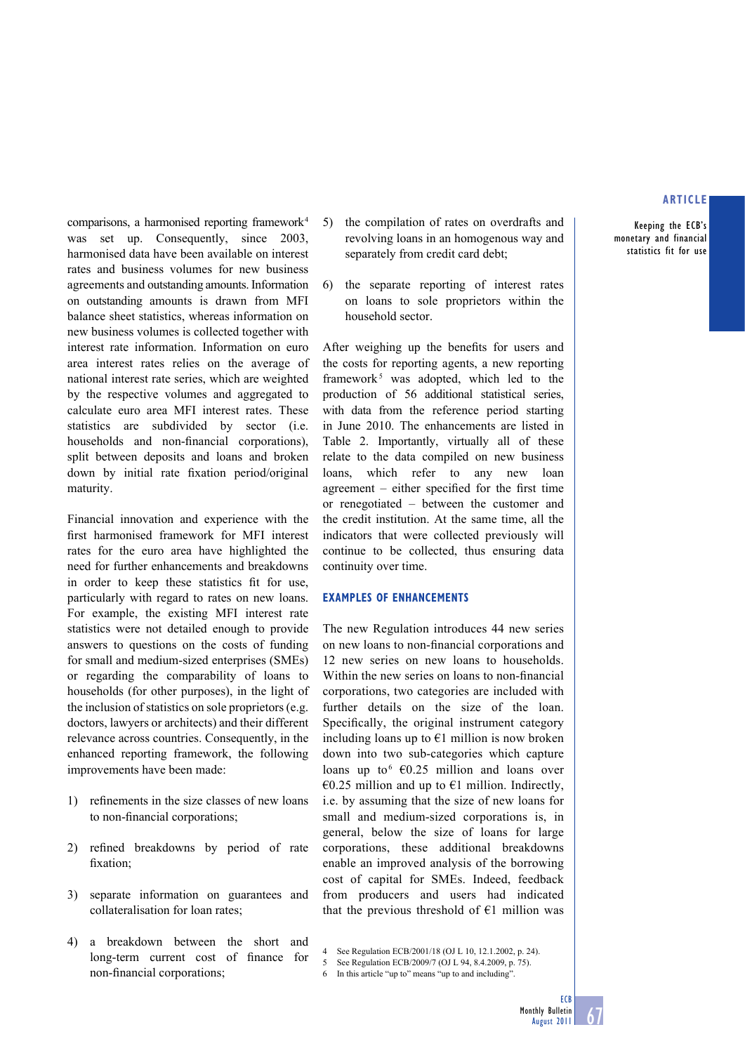comparisons, a harmonised reporting framework[4] was set up. Consequently, since 2003, harmonised data have been available on interest rates and business volumes for new business agreements and outstanding amounts. Information on outstanding amounts is drawn from MFI balance sheet statistics, whereas information on new business volumes is collected together with interest rate information. Information on euro area interest rates relies on the average of national interest rate series, which are weighted by the respective volumes and aggregated to calculate euro area MFI interest rates. These statistics are subdivided by sector (i.e. households and non-financial corporations), split between deposits and loans and broken down by initial rate fixation period/original maturity.

Financial innovation and experience with the first harmonised framework for MFI interest rates for the euro area have highlighted the need for further enhancements and breakdowns in order to keep these statistics fit for use, particularly with regard to rates on new loans. For example, the existing MFI interest rate statistics were not detailed enough to provide answers to questions on the costs of funding for small and medium-sized enterprises (SMEs) or regarding the comparability of loans to households (for other purposes), in the light of the inclusion of statistics on sole proprietors (e.g. doctors, lawyers or architects) and their different relevance across countries. Consequently, in the enhanced reporting framework, the following improvements have been made:

1) refinements in the size classes of new loans to non-financial corporations;

2) refined breakdowns by period of rate fixation;

3) separate information on guarantees and collateralisation for loan rates;

4) a breakdown between the short and long-term current cost of finance for non-financial corporations;

5) the compilation of rates on overdrafts and revolving loans in an homogenous way and separately from credit card debt;

6) the separate reporting of interest rates on loans to sole proprietors within the household sector.

After weighing up the benefits for users and the costs for reporting agents, a new reporting framework[5] was adopted, which led to the production of 56 additional statistical series, with data from the reference period starting in June 2010. The enhancements are listed in Table 2. Importantly, virtually all of these relate to the data compiled on new business loans, which refer to any new loan agreement – either specified for the first time or renegotiated – between the customer and the credit institution. At the same time, all the indicators that were collected previously will continue to be collected, thus ensuring data continuity over time.

## EXAMPLES OF ENHANCEMENTS

The new Regulation introduces 44 new series on new loans to non-financial corporations and 12 new series on new loans to households. Within the new series on loans to non-financial corporations, two categories are included with further details on the size of the loan. Specifically, the original instrument category including loans up to €1 million is now broken down into two sub-categories which capture loans up to[6] €0.25 million and loans over €0.25 million and up to €1 million. Indirectly, i.e. by assuming that the size of new loans for small and medium-sized corporations is, in general, below the size of loans for large corporations, these additional breakdowns enable an improved analysis of the borrowing cost of capital for SMEs. Indeed, feedback from producers and users had indicated that the previous threshold of €1 million was

4 See Regulation ECB/2001/18 (OJ L 10, 12.1.2002, p. 24).
5 See Regulation ECB/2009/7 (OJ L 94, 8.4.2009, p. 75).
6 In this article "up to" means "up to and including".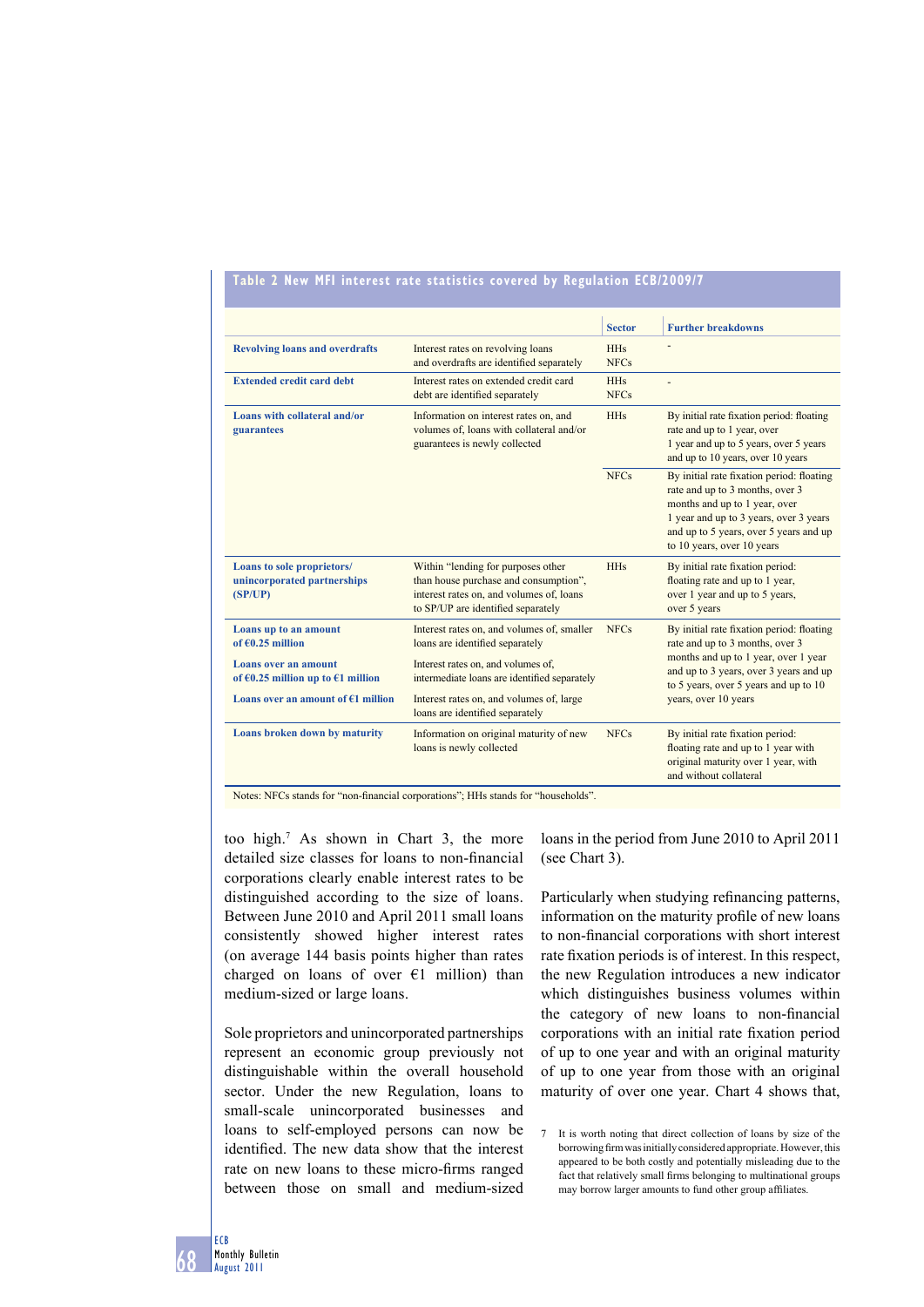**Table 2 New MFI interest rate statistics covered by Regulation ECB/2009/7**

| | | Sector | Further breakdowns |
|---|---|---|---|
| **Revolving loans and overdrafts** | Interest rates on revolving loans and overdrafts are identified separately | HHs NFCs | - |
| **Extended credit card debt** | Interest rates on extended credit card debt are identified separately | HHs NFCs | - |
| **Loans with collateral and/or guarantees** | Information on interest rates on, and volumes of, loans with collateral and/or guarantees is newly collected | HHs | By initial rate fixation period: floating rate and up to 1 year, over 1 year and up to 5 years, over 5 years and up to 10 years, over 10 years |
| | | NFCs | By initial rate fixation period: floating rate and up to 3 months, over 3 months and up to 1 year, over 1 year and up to 3 years, over 3 years and up to 5 years, over 5 years and up to 10 years, over 10 years |
| **Loans to sole proprietors/ unincorporated partnerships (SP/UP)** | Within "lending for purposes other than house purchase and consumption", interest rates on, and volumes of, loans to SP/UP are identified separately | HHs | By initial rate fixation period: floating rate and up to 1 year, over 1 year and up to 5 years, over 5 years |
| **Loans up to an amount of €0.25 million** | Interest rates on, and volumes of, smaller loans are identified separately | NFCs | By initial rate fixation period: floating rate and up to 3 months, over 3 months and up to 1 year, over 1 year and up to 3 years, over 3 years and up to 5 years, over 5 years and up to 10 years, over 10 years |
| **Loans over an amount of €0.25 million up to €1 million** | Interest rates on, and volumes of, intermediate loans are identified separately | | |
| **Loans over an amount of €1 million** | Interest rates on, and volumes of, large loans are identified separately | | |
| **Loans broken down by maturity** | Information on original maturity of new loans is newly collected | NFCs | By initial rate fixation period: floating rate and up to 1 year with original maturity over 1 year, with and without collateral |

Notes: NFCs stands for "non-financial corporations"; HHs stands for "households".

too high.[7] As shown in Chart 3, the more detailed size classes for loans to non-financial corporations clearly enable interest rates to be distinguished according to the size of loans. Between June 2010 and April 2011 small loans consistently showed higher interest rates (on average 144 basis points higher than rates charged on loans of over €1 million) than medium-sized or large loans.

Sole proprietors and unincorporated partnerships represent an economic group previously not distinguishable within the overall household sector. Under the new Regulation, loans to small-scale unincorporated businesses and loans to self-employed persons can now be identified. The new data show that the interest rate on new loans to these micro-firms ranged between those on small and medium-sized loans in the period from June 2010 to April 2011 (see Chart 3).

Particularly when studying refinancing patterns, information on the maturity profile of new loans to non-financial corporations with short interest rate fixation periods is of interest. In this respect, the new Regulation introduces a new indicator which distinguishes business volumes within the category of new loans to non-financial corporations with an initial rate fixation period of up to one year and with an original maturity of up to one year from those with an original maturity of over one year. Chart 4 shows that,

7 It is worth noting that direct collection of loans by size of the borrowing firm was initially considered appropriate. However, this appeared to be both costly and potentially misleading due to the fact that relatively small firms belonging to multinational groups may borrow larger amounts to fund other group affiliates.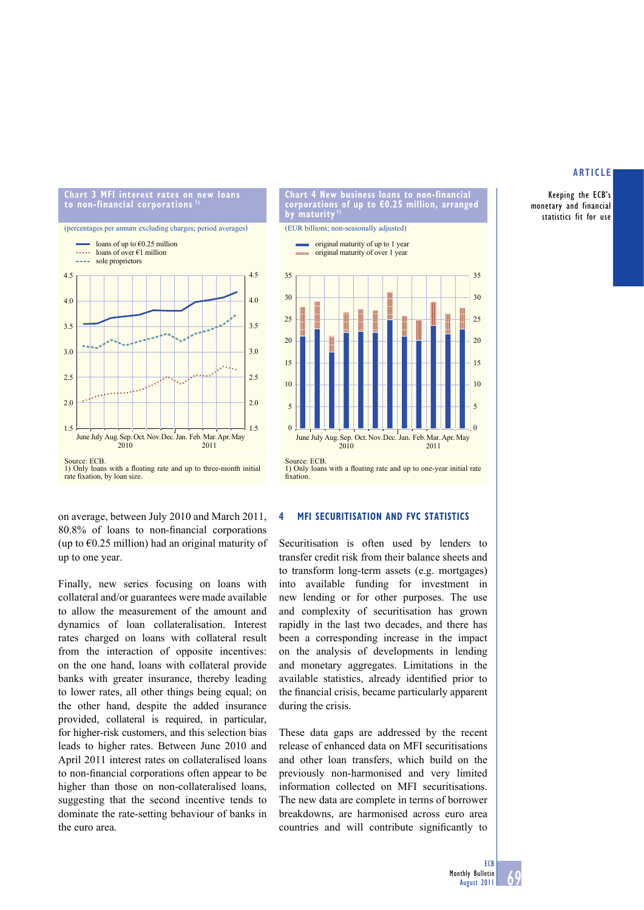**Chart 3 MFI interest rates on new loans to non-financial corporations** [1]

(percentages per annum excluding charges; period averages)

- loans of up to €0.25 million
- loans of over €1 million
- sole proprietors

Source: ECB.
1) Only loans with a floating rate and up to three-month initial rate fixation, by loan size.

**Chart 4 New business loans to non-financial corporations of up to €0.25 million, arranged by maturity** [1]

(EUR billions; non-seasonally adjusted)

- original maturity of up to 1 year
- original maturity of over 1 year

Source: ECB.
1) Only loans with a floating rate and up to one-year initial rate fixation.

on average, between July 2010 and March 2011, 80.8% of loans to non-financial corporations (up to €0.25 million) had an original maturity of up to one year.

Finally, new series focusing on loans with collateral and/or guarantees were made available to allow the measurement of the amount and dynamics of loan collateralisation. Interest rates charged on loans with collateral result from the interaction of opposite incentives: on the one hand, loans with collateral provide banks with greater insurance, thereby leading to lower rates, all other things being equal; on the other hand, despite the added insurance provided, collateral is required, in particular, for higher-risk customers, and this selection bias leads to higher rates. Between June 2010 and April 2011 interest rates on collateralised loans to non-financial corporations often appear to be higher than those on non-collateralised loans, suggesting that the second incentive tends to dominate the rate-setting behaviour of banks in the euro area.

## 4 MFI SECURITISATION AND FVC STATISTICS

Securitisation is often used by lenders to transfer credit risk from their balance sheets and to transform long-term assets (e.g. mortgages) into available funding for investment in new lending or for other purposes. The use and complexity of securitisation has grown rapidly in the last two decades, and there has been a corresponding increase in the impact on the analysis of developments in lending and monetary aggregates. Limitations in the available statistics, already identified prior to the financial crisis, became particularly apparent during the crisis.

These data gaps are addressed by the recent release of enhanced data on MFI securitisations and other loan transfers, which build on the previously non-harmonised and very limited information collected on MFI securitisations. The new data are complete in terms of borrower breakdowns, are harmonised across euro area countries and will contribute significantly to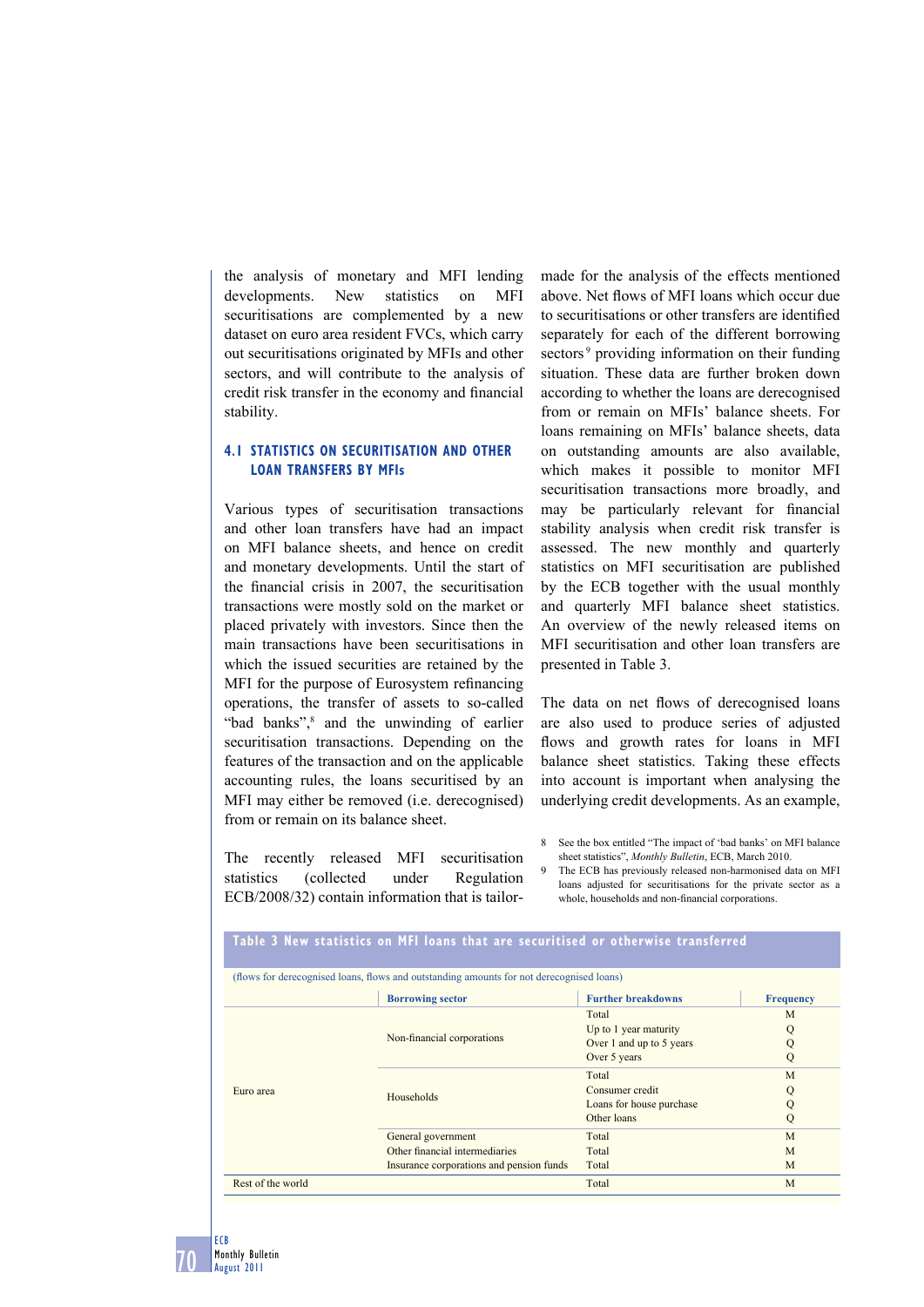the analysis of monetary and MFI lending developments. New statistics on MFI securitisations are complemented by a new dataset on euro area resident FVCs, which carry out securitisations originated by MFIs and other sectors, and will contribute to the analysis of credit risk transfer in the economy and financial stability.

### 4.1 STATISTICS ON SECURITISATION AND OTHER LOAN TRANSFERS BY MFIs

Various types of securitisation transactions and other loan transfers have had an impact on MFI balance sheets, and hence on credit and monetary developments. Until the start of the financial crisis in 2007, the securitisation transactions were mostly sold on the market or placed privately with investors. Since then the main transactions have been securitisations in which the issued securities are retained by the MFI for the purpose of Eurosystem refinancing operations, the transfer of assets to so-called "bad banks",[8] and the unwinding of earlier securitisation transactions. Depending on the features of the transaction and on the applicable accounting rules, the loans securitised by an MFI may either be removed (i.e. derecognised) from or remain on its balance sheet.

The recently released MFI securitisation statistics (collected under Regulation ECB/2008/32) contain information that is tailor-made for the analysis of the effects mentioned above. Net flows of MFI loans which occur due to securitisations or other transfers are identified separately for each of the different borrowing sectors[9] providing information on their funding situation. These data are further broken down according to whether the loans are derecognised from or remain on MFIs' balance sheets. For loans remaining on MFIs' balance sheets, data on outstanding amounts are also available, which makes it possible to monitor MFI securitisation transactions more broadly, and may be particularly relevant for financial stability analysis when credit risk transfer is assessed. The new monthly and quarterly statistics on MFI securitisation are published by the ECB together with the usual monthly and quarterly MFI balance sheet statistics. An overview of the newly released items on MFI securitisation and other loan transfers are presented in Table 3.

The data on net flows of derecognised loans are also used to produce series of adjusted flows and growth rates for loans in MFI balance sheet statistics. Taking these effects into account is important when analysing the underlying credit developments. As an example,

8 See the box entitled "The impact of 'bad banks' on MFI balance sheet statistics", *Monthly Bulletin*, ECB, March 2010.

9 The ECB has previously released non-harmonised data on MFI loans adjusted for securitisations for the private sector as a whole, households and non-financial corporations.

**Table 3 New statistics on MFI loans that are securitised or otherwise transferred**

(flows for derecognised loans, flows and outstanding amounts for not derecognised loans)

| | Borrowing sector | Further breakdowns | Frequency |
|---|---|---|---|
| Euro area | Non-financial corporations | Total | M |
| | | Up to 1 year maturity | Q |
| | | Over 1 and up to 5 years | Q |
| | | Over 5 years | Q |
| | Households | Total | M |
| | | Consumer credit | Q |
| | | Loans for house purchase | Q |
| | | Other loans | Q |
| | General government | Total | M |
| | Other financial intermediaries | Total | M |
| | Insurance corporations and pension funds | Total | M |
| Rest of the world | | Total | M |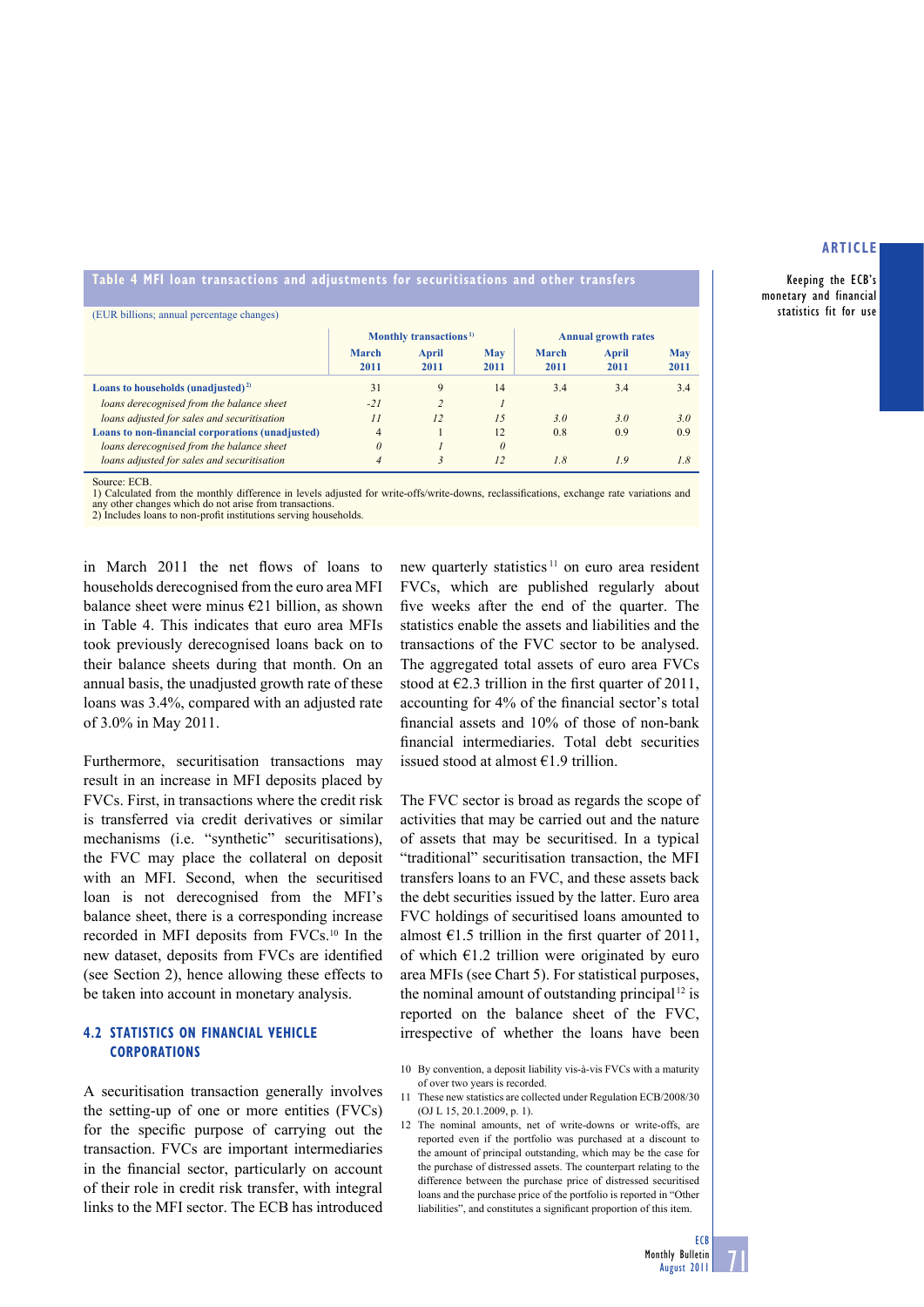**Table 4 MFI loan transactions and adjustments for securitisations and other transfers**

(EUR billions; annual percentage changes)

| | Monthly transactions[1] | | | Annual growth rates | | |
|---|---|---|---|---|---|---|
| | March 2011 | April 2011 | May 2011 | March 2011 | April 2011 | May 2011 |
| **Loans to households (unadjusted)**[2] | 31 | 9 | 14 | 3.4 | 3.4 | 3.4 |
| *loans derecognised from the balance sheet* | *-21* | *2* | *1* | | | |
| *loans adjusted for sales and securitisation* | *11* | *12* | *15* | *3.0* | *3.0* | *3.0* |
| **Loans to non-financial corporations (unadjusted)** | 4 | 1 | 12 | 0.8 | 0.9 | 0.9 |
| *loans derecognised from the balance sheet* | *0* | *1* | *0* | | | |
| *loans adjusted for sales and securitisation* | *4* | *3* | *12* | *1.8* | *1.9* | *1.8* |

Source: ECB.
1) Calculated from the monthly difference in levels adjusted for write-offs/write-downs, reclassifications, exchange rate variations and any other changes which do not arise from transactions.
2) Includes loans to non-profit institutions serving households.

in March 2011 the net flows of loans to households derecognised from the euro area MFI balance sheet were minus €21 billion, as shown in Table 4. This indicates that euro area MFIs took previously derecognised loans back on to their balance sheets during that month. On an annual basis, the unadjusted growth rate of these loans was 3.4%, compared with an adjusted rate of 3.0% in May 2011.

Furthermore, securitisation transactions may result in an increase in MFI deposits placed by FVCs. First, in transactions where the credit risk is transferred via credit derivatives or similar mechanisms (i.e. "synthetic" securitisations), the FVC may place the collateral on deposit with an MFI. Second, when the securitised loan is not derecognised from the MFI's balance sheet, there is a corresponding increase recorded in MFI deposits from FVCs.[10] In the new dataset, deposits from FVCs are identified (see Section 2), hence allowing these effects to be taken into account in monetary analysis.

### 4.2 STATISTICS ON FINANCIAL VEHICLE CORPORATIONS

A securitisation transaction generally involves the setting-up of one or more entities (FVCs) for the specific purpose of carrying out the transaction. FVCs are important intermediaries in the financial sector, particularly on account of their role in credit risk transfer, with integral links to the MFI sector. The ECB has introduced new quarterly statistics[11] on euro area resident FVCs, which are published regularly about five weeks after the end of the quarter. The statistics enable the assets and liabilities and the transactions of the FVC sector to be analysed. The aggregated total assets of euro area FVCs stood at €2.3 trillion in the first quarter of 2011, accounting for 4% of the financial sector's total financial assets and 10% of those of non-bank financial intermediaries. Total debt securities issued stood at almost €1.9 trillion.

The FVC sector is broad as regards the scope of activities that may be carried out and the nature of assets that may be securitised. In a typical "traditional" securitisation transaction, the MFI transfers loans to an FVC, and these assets back the debt securities issued by the latter. Euro area FVC holdings of securitised loans amounted to almost €1.5 trillion in the first quarter of 2011, of which €1.2 trillion were originated by euro area MFIs (see Chart 5). For statistical purposes, the nominal amount of outstanding principal[12] is reported on the balance sheet of the FVC, irrespective of whether the loans have been

10 By convention, a deposit liability vis-à-vis FVCs with a maturity of over two years is recorded.

11 These new statistics are collected under Regulation ECB/2008/30 (OJ L 15, 20.1.2009, p. 1).

12 The nominal amounts, net of write-downs or write-offs, are reported even if the portfolio was purchased at a discount to the amount of principal outstanding, which may be the case for the purchase of distressed assets. The counterpart relating to the difference between the purchase price of distressed securitised loans and the purchase price of the portfolio is reported in "Other liabilities", and constitutes a significant proportion of this item.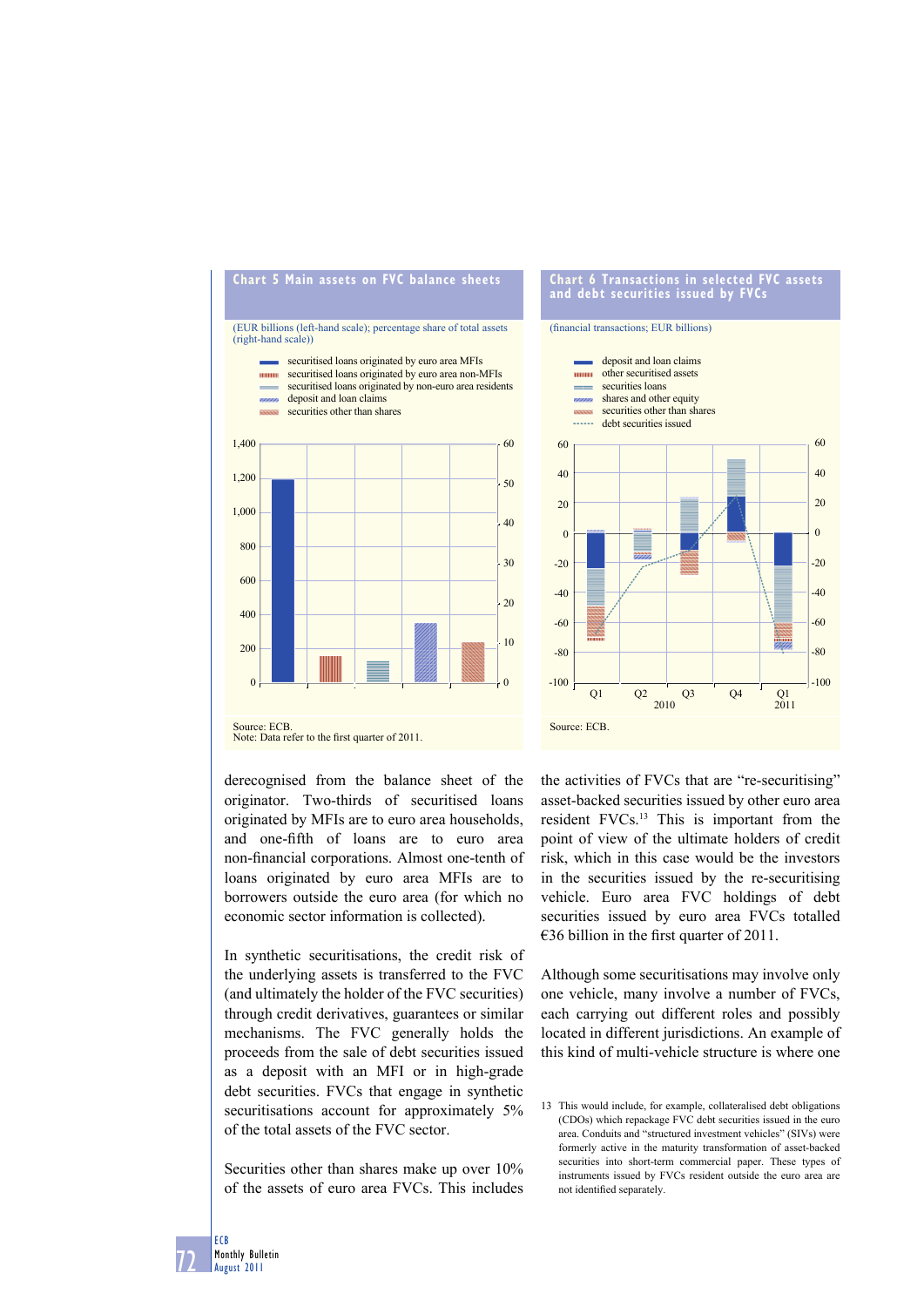**Chart 5 Main assets on FVC balance sheets**

(EUR billions (left-hand scale); percentage share of total assets (right-hand scale))

- securitised loans originated by euro area MFIs
- securitised loans originated by euro area non-MFIs
- securitised loans originated by non-euro area residents
- deposit and loan claims
- securities other than shares

Source: ECB.
Note: Data refer to the first quarter of 2011.

**Chart 6 Transactions in selected FVC assets and debt securities issued by FVCs**

(financial transactions; EUR billions)

- deposit and loan claims
- other securitised assets
- securities loans
- shares and other equity
- securities other than shares
- debt securities issued

Source: ECB.

derecognised from the balance sheet of the originator. Two-thirds of securitised loans originated by MFIs are to euro area households, and one-fifth of loans are to euro area non-financial corporations. Almost one-tenth of loans originated by euro area MFIs are to borrowers outside the euro area (for which no economic sector information is collected).

In synthetic securitisations, the credit risk of the underlying assets is transferred to the FVC (and ultimately the holder of the FVC securities) through credit derivatives, guarantees or similar mechanisms. The FVC generally holds the proceeds from the sale of debt securities issued as a deposit with an MFI or in high-grade debt securities. FVCs that engage in synthetic securitisations account for approximately 5% of the total assets of the FVC sector.

Securities other than shares make up over 10% of the assets of euro area FVCs. This includes the activities of FVCs that are "re-securitising" asset-backed securities issued by other euro area resident FVCs.[13] This is important from the point of view of the ultimate holders of credit risk, which in this case would be the investors in the securities issued by the re-securitising vehicle. Euro area FVC holdings of debt securities issued by euro area FVCs totalled €36 billion in the first quarter of 2011.

Although some securitisations may involve only one vehicle, many involve a number of FVCs, each carrying out different roles and possibly located in different jurisdictions. An example of this kind of multi-vehicle structure is where one

13 This would include, for example, collateralised debt obligations (CDOs) which repackage FVC debt securities issued in the euro area. Conduits and "structured investment vehicles" (SIVs) were formerly active in the maturity transformation of asset-backed securities into short-term commercial paper. These types of instruments issued by FVCs resident outside the euro area are not identified separately.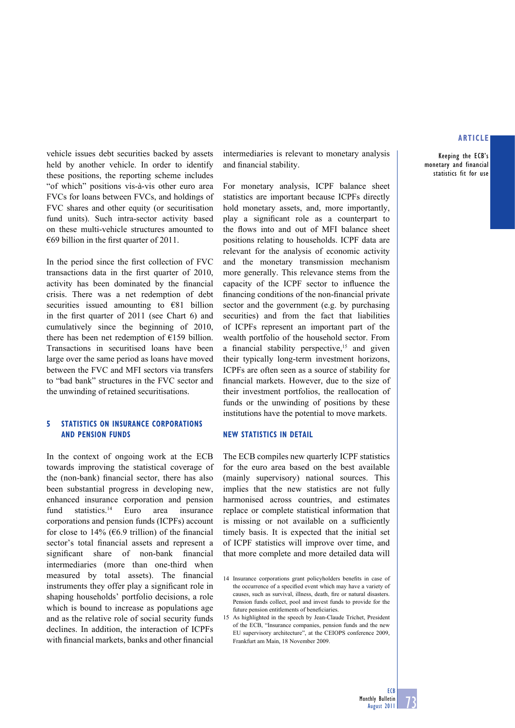vehicle issues debt securities backed by assets held by another vehicle. In order to identify these positions, the reporting scheme includes "of which" positions vis-à-vis other euro area FVCs for loans between FVCs, and holdings of FVC shares and other equity (or securitisation fund units). Such intra-sector activity based on these multi-vehicle structures amounted to €69 billion in the first quarter of 2011.

In the period since the first collection of FVC transactions data in the first quarter of 2010, activity has been dominated by the financial crisis. There was a net redemption of debt securities issued amounting to €81 billion in the first quarter of 2011 (see Chart 6) and cumulatively since the beginning of 2010, there has been net redemption of €159 billion. Transactions in securitised loans have been large over the same period as loans have moved between the FVC and MFI sectors via transfers to "bad bank" structures in the FVC sector and the unwinding of retained securitisations.

## 5 STATISTICS ON INSURANCE CORPORATIONS AND PENSION FUNDS

In the context of ongoing work at the ECB towards improving the statistical coverage of the (non-bank) financial sector, there has also been substantial progress in developing new, enhanced insurance corporation and pension fund statistics.[14] Euro area insurance corporations and pension funds (ICPFs) account for close to 14% (€6.9 trillion) of the financial sector's total financial assets and represent a significant share of non-bank financial intermediaries (more than one-third when measured by total assets). The financial instruments they offer play a significant role in shaping households' portfolio decisions, a role which is bound to increase as populations age and as the relative role of social security funds declines. In addition, the interaction of ICPFs with financial markets, banks and other financial intermediaries is relevant to monetary analysis and financial stability.

For monetary analysis, ICPF balance sheet statistics are important because ICPFs directly hold monetary assets, and, more importantly, play a significant role as a counterpart to the flows into and out of MFI balance sheet positions relating to households. ICPF data are relevant for the analysis of economic activity and the monetary transmission mechanism more generally. This relevance stems from the capacity of the ICPF sector to influence the financing conditions of the non-financial private sector and the government (e.g. by purchasing securities) and from the fact that liabilities of ICPFs represent an important part of the wealth portfolio of the household sector. From a financial stability perspective,[15] and given their typically long-term investment horizons, ICPFs are often seen as a source of stability for financial markets. However, due to the size of their investment portfolios, the reallocation of funds or the unwinding of positions by these institutions have the potential to move markets.

### NEW STATISTICS IN DETAIL

The ECB compiles new quarterly ICPF statistics for the euro area based on the best available (mainly supervisory) national sources. This implies that the new statistics are not fully harmonised across countries, and estimates replace or complete statistical information that is missing or not available on a sufficiently timely basis. It is expected that the initial set of ICPF statistics will improve over time, and that more complete and more detailed data will

14 Insurance corporations grant policyholders benefits in case of the occurrence of a specified event which may have a variety of causes, such as survival, illness, death, fire or natural disasters. Pension funds collect, pool and invest funds to provide for the future pension entitlements of beneficiaries.

15 As highlighted in the speech by Jean-Claude Trichet, President of the ECB, "Insurance companies, pension funds and the new EU supervisory architecture", at the CEIOPS conference 2009, Frankfurt am Main, 18 November 2009.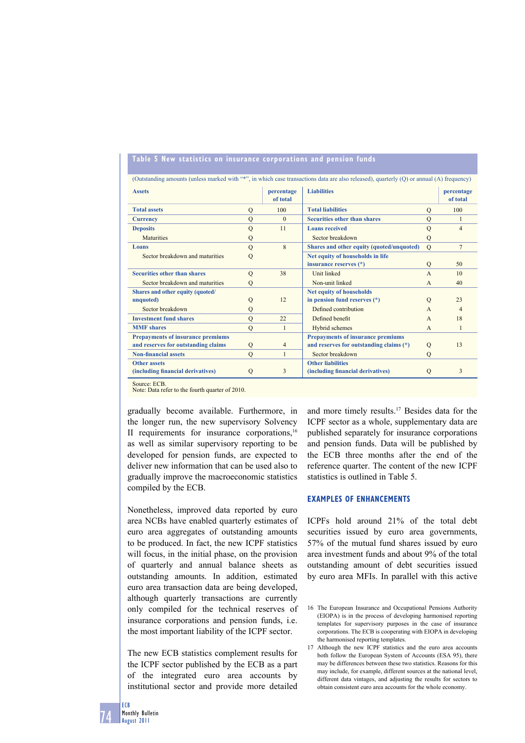**Table 5 New statistics on insurance corporations and pension funds**

(Outstanding amounts (unless marked with "*", in which case transactions data are also released), quarterly (Q) or annual (A) frequency)

| Assets | | percentage of total | Liabilities | | percentage of total |
|---|---|---|---|---|---|
| **Total assets** | Q | 100 | **Total liabilities** | Q | 100 |
| **Currency** | Q | 0 | **Securities other than shares** | Q | 1 |
| **Deposits** | Q | 11 | **Loans received** | Q | 4 |
| Maturities | Q | | Sector breakdown | Q | |
| **Loans** | Q | 8 | **Shares and other equity (quoted/unquoted)** | Q | 7 |
| Sector breakdown and maturities | Q | | **Net equity of households in life insurance reserves (*)** | Q | 50 |
| **Securities other than shares** | Q | 38 | Unit linked | A | 10 |
| Sector breakdown and maturities | Q | | Non-unit linked | A | 40 |
| **Shares and other equity (quoted/unquoted)** | Q | 12 | **Net equity of households in pension fund reserves (*)** | Q | 23 |
| Sector breakdown | Q | | Defined contribution | A | 4 |
| **Investment fund shares** | Q | 22 | Defined benefit | A | 18 |
| **MMF shares** | Q | 1 | Hybrid schemes | A | 1 |
| **Prepayments of insurance premiums and reserves for outstanding claims** | Q | 4 | **Prepayments of insurance premiums and reserves for outstanding claims (*)** | Q | 13 |
| **Non-financial assets** | Q | 1 | Sector breakdown | Q | |
| **Other assets (including financial derivatives)** | Q | 3 | **Other liabilities (including financial derivatives)** | Q | 3 |

Source: ECB.
Note: Data refer to the fourth quarter of 2010.

gradually become available. Furthermore, in the longer run, the new supervisory Solvency II requirements for insurance corporations,[16] as well as similar supervisory reporting to be developed for pension funds, are expected to deliver new information that can be used also to gradually improve the macroeconomic statistics compiled by the ECB.

Nonetheless, improved data reported by euro area NCBs have enabled quarterly estimates of euro area aggregates of outstanding amounts to be produced. In fact, the new ICPF statistics will focus, in the initial phase, on the provision of quarterly and annual balance sheets as outstanding amounts. In addition, estimated euro area transaction data are being developed, although quarterly transactions are currently only compiled for the technical reserves of insurance corporations and pension funds, i.e. the most important liability of the ICPF sector.

The new ECB statistics complement results for the ICPF sector published by the ECB as a part of the integrated euro area accounts by institutional sector and provide more detailed and more timely results.[17] Besides data for the ICPF sector as a whole, supplementary data are published separately for insurance corporations and pension funds. Data will be published by the ECB three months after the end of the reference quarter. The content of the new ICPF statistics is outlined in Table 5.

### EXAMPLES OF ENHANCEMENTS

ICPFs hold around 21% of the total debt securities issued by euro area governments, 57% of the mutual fund shares issued by euro area investment funds and about 9% of the total outstanding amount of debt securities issued by euro area MFIs. In parallel with this active

16 The European Insurance and Occupational Pensions Authority (EIOPA) is in the process of developing harmonised reporting templates for supervisory purposes in the case of insurance corporations. The ECB is cooperating with EIOPA in developing the harmonised reporting templates.

17 Although the new ICPF statistics and the euro area accounts both follow the European System of Accounts (ESA 95), there may be differences between these two statistics. Reasons for this may include, for example, different sources at the national level, different data vintages, and adjusting the results for sectors to obtain consistent euro area accounts for the whole economy.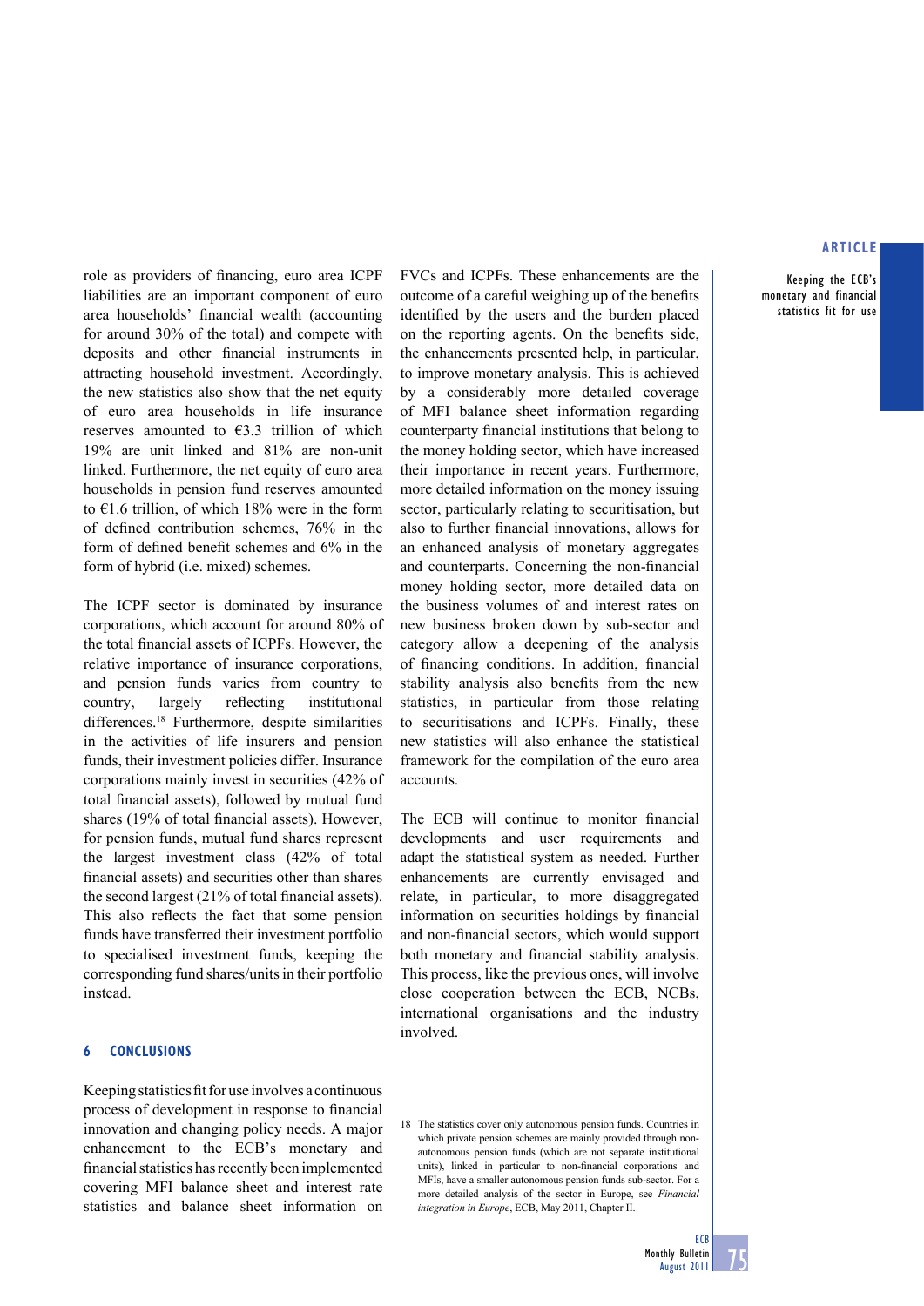role as providers of financing, euro area ICPF liabilities are an important component of euro area households' financial wealth (accounting for around 30% of the total) and compete with deposits and other financial instruments in attracting household investment. Accordingly, the new statistics also show that the net equity of euro area households in life insurance reserves amounted to €3.3 trillion of which 19% are unit linked and 81% are non-unit linked. Furthermore, the net equity of euro area households in pension fund reserves amounted to €1.6 trillion, of which 18% were in the form of defined contribution schemes, 76% in the form of defined benefit schemes and 6% in the form of hybrid (i.e. mixed) schemes.

The ICPF sector is dominated by insurance corporations, which account for around 80% of the total financial assets of ICPFs. However, the relative importance of insurance corporations, and pension funds varies from country to country, largely reflecting institutional differences.[18] Furthermore, despite similarities in the activities of life insurers and pension funds, their investment policies differ. Insurance corporations mainly invest in securities (42% of total financial assets), followed by mutual fund shares (19% of total financial assets). However, for pension funds, mutual fund shares represent the largest investment class (42% of total financial assets) and securities other than shares the second largest (21% of total financial assets). This also reflects the fact that some pension funds have transferred their investment portfolio to specialised investment funds, keeping the corresponding fund shares/units in their portfolio instead.

## 6 CONCLUSIONS

Keeping statistics fit for use involves a continuous process of development in response to financial innovation and changing policy needs. A major enhancement to the ECB's monetary and financial statistics has recently been implemented covering MFI balance sheet and interest rate statistics and balance sheet information on FVCs and ICPFs. These enhancements are the outcome of a careful weighing up of the benefits identified by the users and the burden placed on the reporting agents. On the benefits side, the enhancements presented help, in particular, to improve monetary analysis. This is achieved by a considerably more detailed coverage of MFI balance sheet information regarding counterparty financial institutions that belong to the money holding sector, which have increased their importance in recent years. Furthermore, more detailed information on the money issuing sector, particularly relating to securitisation, but also to further financial innovations, allows for an enhanced analysis of monetary aggregates and counterparts. Concerning the non-financial money holding sector, more detailed data on the business volumes of and interest rates on new business broken down by sub-sector and category allow a deepening of the analysis of financing conditions. In addition, financial stability analysis also benefits from the new statistics, in particular from those relating to securitisations and ICPFs. Finally, these new statistics will also enhance the statistical framework for the compilation of the euro area accounts.

The ECB will continue to monitor financial developments and user requirements and adapt the statistical system as needed. Further enhancements are currently envisaged and relate, in particular, to more disaggregated information on securities holdings by financial and non-financial sectors, which would support both monetary and financial stability analysis. This process, like the previous ones, will involve close cooperation between the ECB, NCBs, international organisations and the industry involved.

18 The statistics cover only autonomous pension funds. Countries in which private pension schemes are mainly provided through non-autonomous pension funds (which are not separate institutional units), linked in particular to non-financial corporations and MFIs, have a smaller autonomous pension funds sub-sector. For a more detailed analysis of the sector in Europe, see *Financial integration in Europe*, ECB, May 2011, Chapter II.